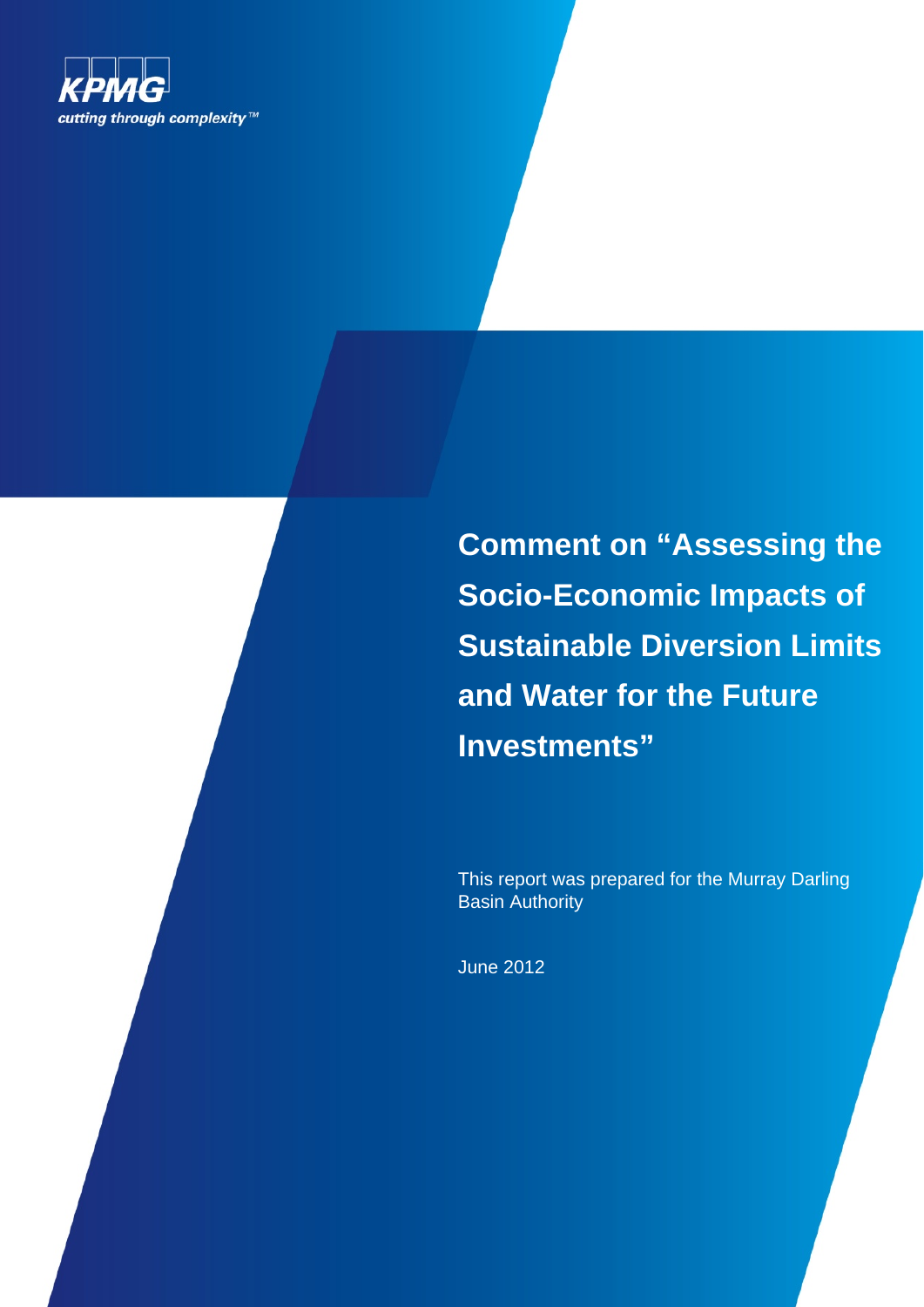KPMG

*cutting through complexity™*

# Comment on "Assessing the Socio-Economic Impacts of Sustainable Diversion Limits and Water for the Future Investments"

This report was prepared for the Murray Darling Basin Authority

June 2012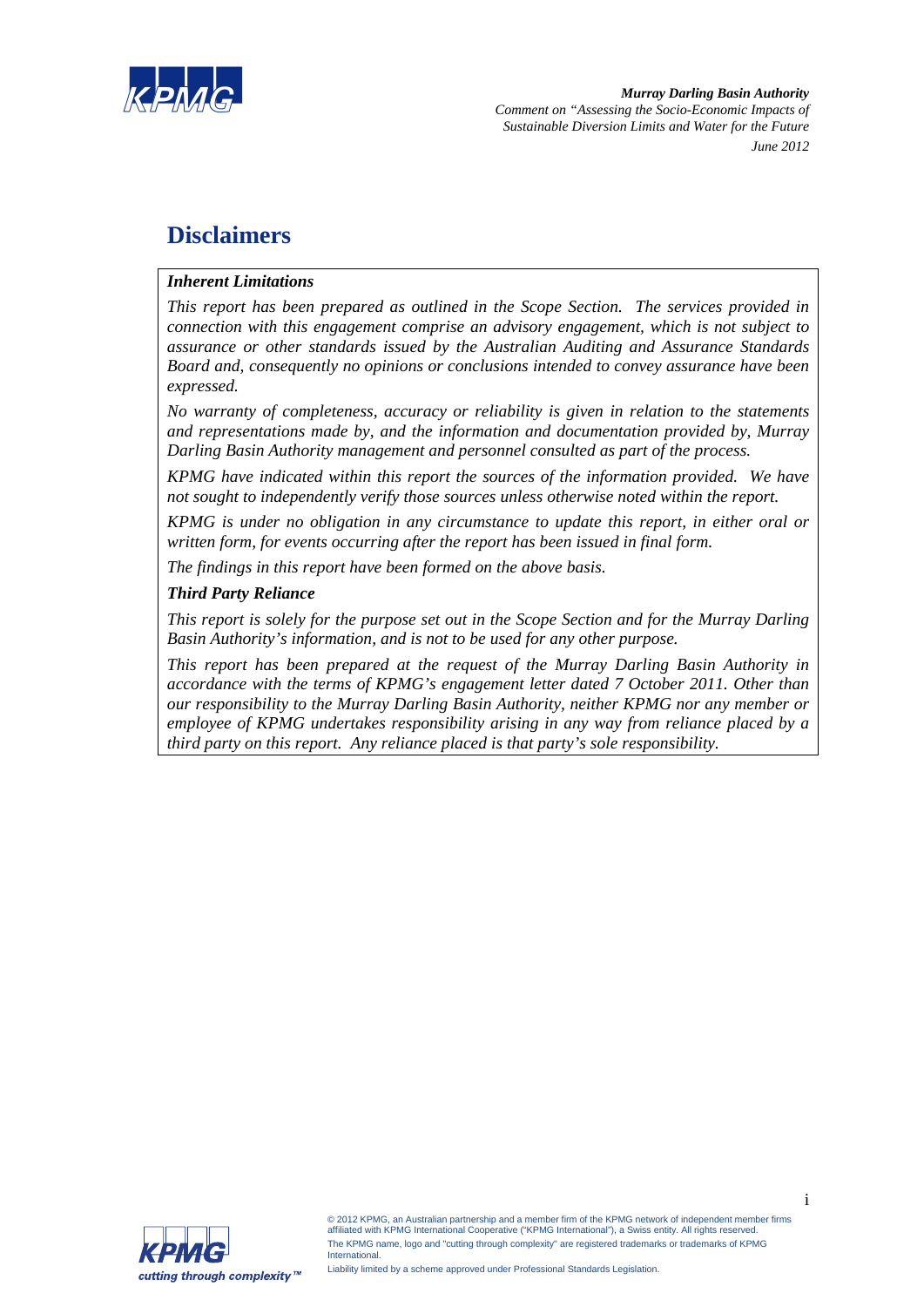# Disclaimers

***Inherent Limitations***

*This report has been prepared as outlined in the Scope Section. The services provided in connection with this engagement comprise an advisory engagement, which is not subject to assurance or other standards issued by the Australian Auditing and Assurance Standards Board and, consequently no opinions or conclusions intended to convey assurance have been expressed.*

*No warranty of completeness, accuracy or reliability is given in relation to the statements and representations made by, and the information and documentation provided by, Murray Darling Basin Authority management and personnel consulted as part of the process.*

*KPMG have indicated within this report the sources of the information provided. We have not sought to independently verify those sources unless otherwise noted within the report.*

*KPMG is under no obligation in any circumstance to update this report, in either oral or written form, for events occurring after the report has been issued in final form.*

*The findings in this report have been formed on the above basis.*

***Third Party Reliance***

*This report is solely for the purpose set out in the Scope Section and for the Murray Darling Basin Authority's information, and is not to be used for any other purpose.*

*This report has been prepared at the request of the Murray Darling Basin Authority in accordance with the terms of KPMG's engagement letter dated 7 October 2011. Other than our responsibility to the Murray Darling Basin Authority, neither KPMG nor any member or employee of KPMG undertakes responsibility arising in any way from reliance placed by a third party on this report. Any reliance placed is that party's sole responsibility.*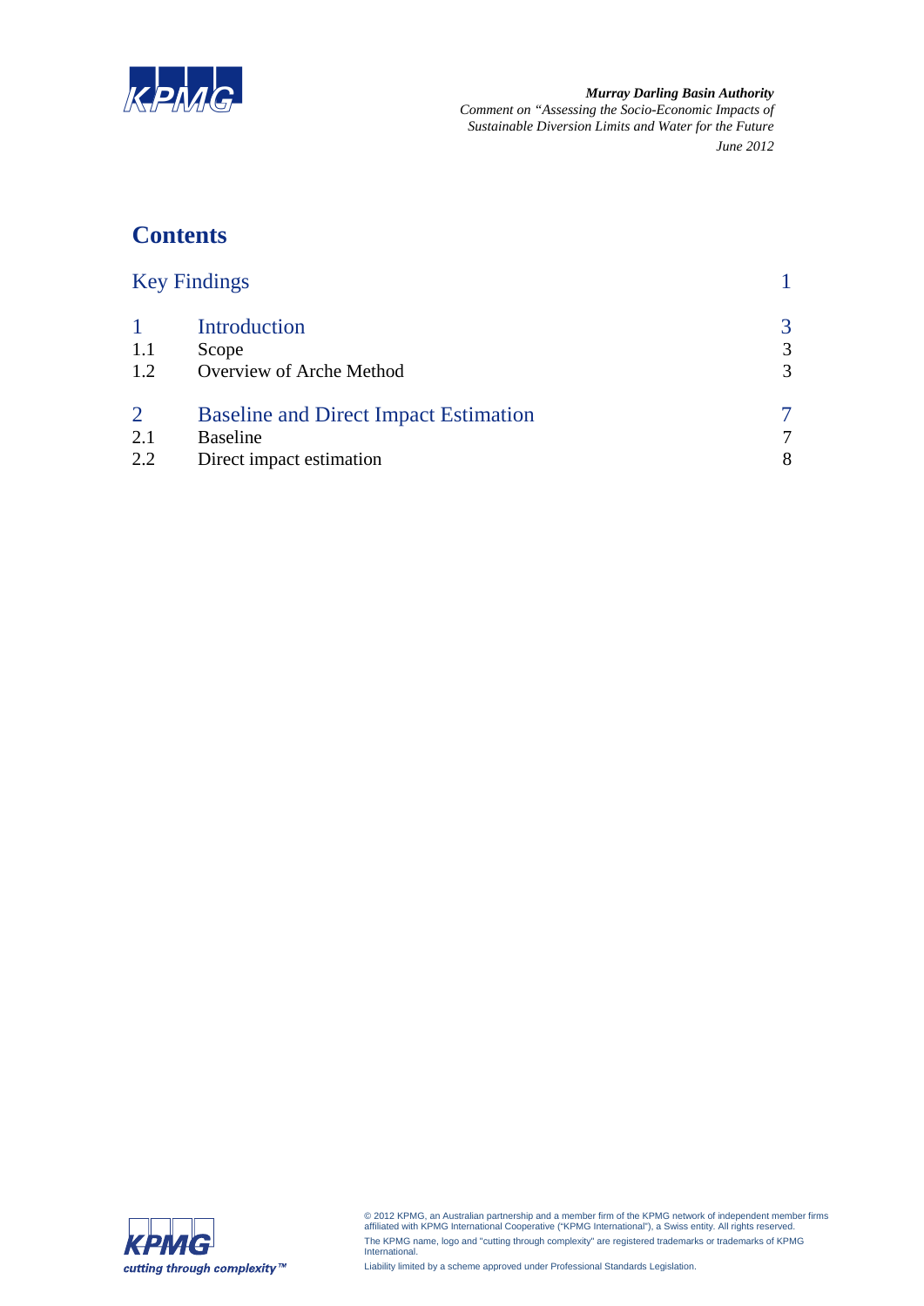## Contents

| | | |
|---|---|---|
| Key Findings | | 1 |
| 1 | Introduction | 3 |
| 1.1 | Scope | 3 |
| 1.2 | Overview of Arche Method | 3 |
| 2 | Baseline and Direct Impact Estimation | 7 |
| 2.1 | Baseline | 7 |
| 2.2 | Direct impact estimation | 8 |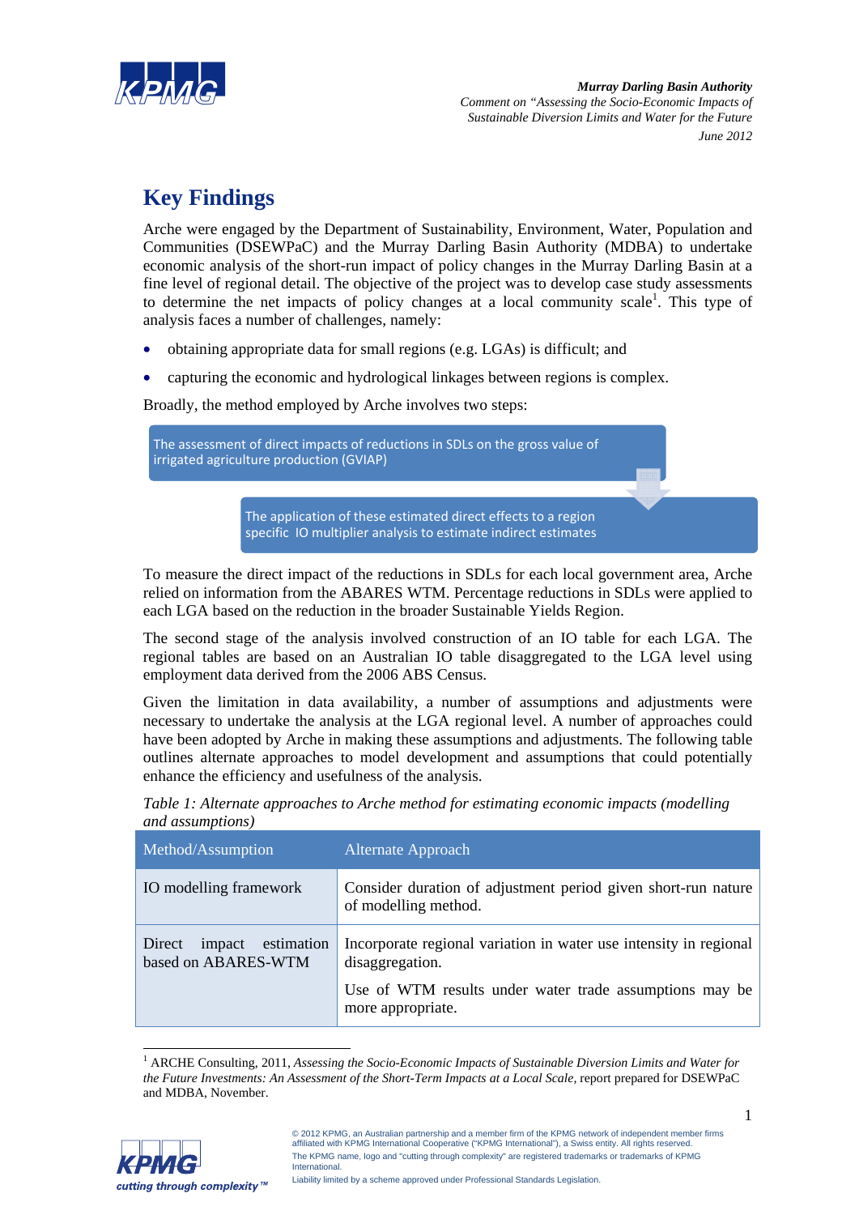# Key Findings

Arche were engaged by the Department of Sustainability, Environment, Water, Population and Communities (DSEWPaC) and the Murray Darling Basin Authority (MDBA) to undertake economic analysis of the short-run impact of policy changes in the Murray Darling Basin at a fine level of regional detail. The objective of the project was to develop case study assessments to determine the net impacts of policy changes at a local community scale[1]. This type of analysis faces a number of challenges, namely:

- obtaining appropriate data for small regions (e.g. LGAs) is difficult; and
- capturing the economic and hydrological linkages between regions is complex.

Broadly, the method employed by Arche involves two steps:

1. The assessment of direct impacts of reductions in SDLs on the gross value of irrigated agriculture production (GVIAP)
2. The application of these estimated direct effects to a region specific IO multiplier analysis to estimate indirect estimates

To measure the direct impact of the reductions in SDLs for each local government area, Arche relied on information from the ABARES WTM. Percentage reductions in SDLs were applied to each LGA based on the reduction in the broader Sustainable Yields Region.

The second stage of the analysis involved construction of an IO table for each LGA. The regional tables are based on an Australian IO table disaggregated to the LGA level using employment data derived from the 2006 ABS Census.

Given the limitation in data availability, a number of assumptions and adjustments were necessary to undertake the analysis at the LGA regional level. A number of approaches could have been adopted by Arche in making these assumptions and adjustments. The following table outlines alternate approaches to model development and assumptions that could potentially enhance the efficiency and usefulness of the analysis.

*Table 1: Alternate approaches to Arche method for estimating economic impacts (modelling and assumptions)*

| Method/Assumption | Alternate Approach |
|---|---|
| IO modelling framework | Consider duration of adjustment period given short-run nature of modelling method. |
| Direct impact estimation based on ABARES-WTM | Incorporate regional variation in water use intensity in regional disaggregation.<br><br>Use of WTM results under water trade assumptions may be more appropriate. |

[1] ARCHE Consulting, 2011, *Assessing the Socio-Economic Impacts of Sustainable Diversion Limits and Water for the Future Investments: An Assessment of the Short-Term Impacts at a Local Scale*, report prepared for DSEWPaC and MDBA, November.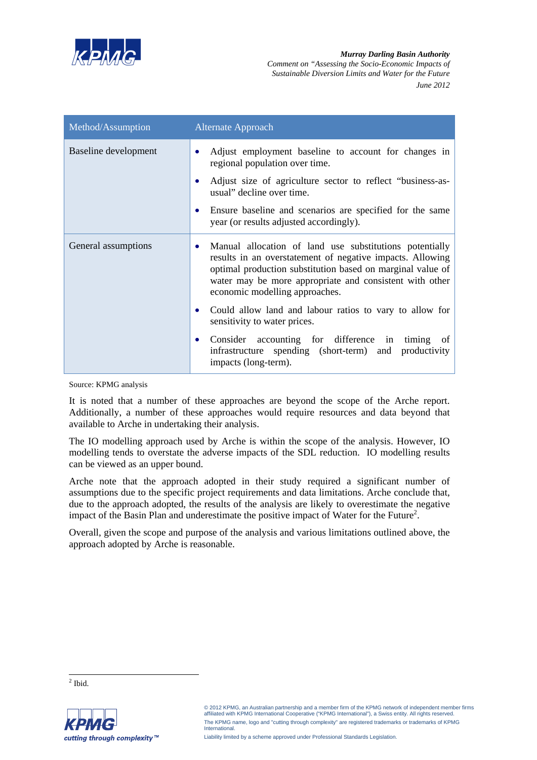| Method/Assumption | Alternate Approach |
|---|---|
| Baseline development | • Adjust employment baseline to account for changes in regional population over time.<br>• Adjust size of agriculture sector to reflect "business-as-usual" decline over time.<br>• Ensure baseline and scenarios are specified for the same year (or results adjusted accordingly). |
| General assumptions | • Manual allocation of land use substitutions potentially results in an overstatement of negative impacts. Allowing optimal production substitution based on marginal value of water may be more appropriate and consistent with other economic modelling approaches.<br>• Could allow land and labour ratios to vary to allow for sensitivity to water prices.<br>• Consider accounting for difference in timing of infrastructure spending (short-term) and productivity impacts (long-term). |

Source: KPMG analysis

It is noted that a number of these approaches are beyond the scope of the Arche report. Additionally, a number of these approaches would require resources and data beyond that available to Arche in undertaking their analysis.

The IO modelling approach used by Arche is within the scope of the analysis. However, IO modelling tends to overstate the adverse impacts of the SDL reduction. IO modelling results can be viewed as an upper bound.

Arche note that the approach adopted in their study required a significant number of assumptions due to the specific project requirements and data limitations. Arche conclude that, due to the approach adopted, the results of the analysis are likely to overestimate the negative impact of the Basin Plan and underestimate the positive impact of Water for the Future[2].

Overall, given the scope and purpose of the analysis and various limitations outlined above, the approach adopted by Arche is reasonable.

[2] Ibid.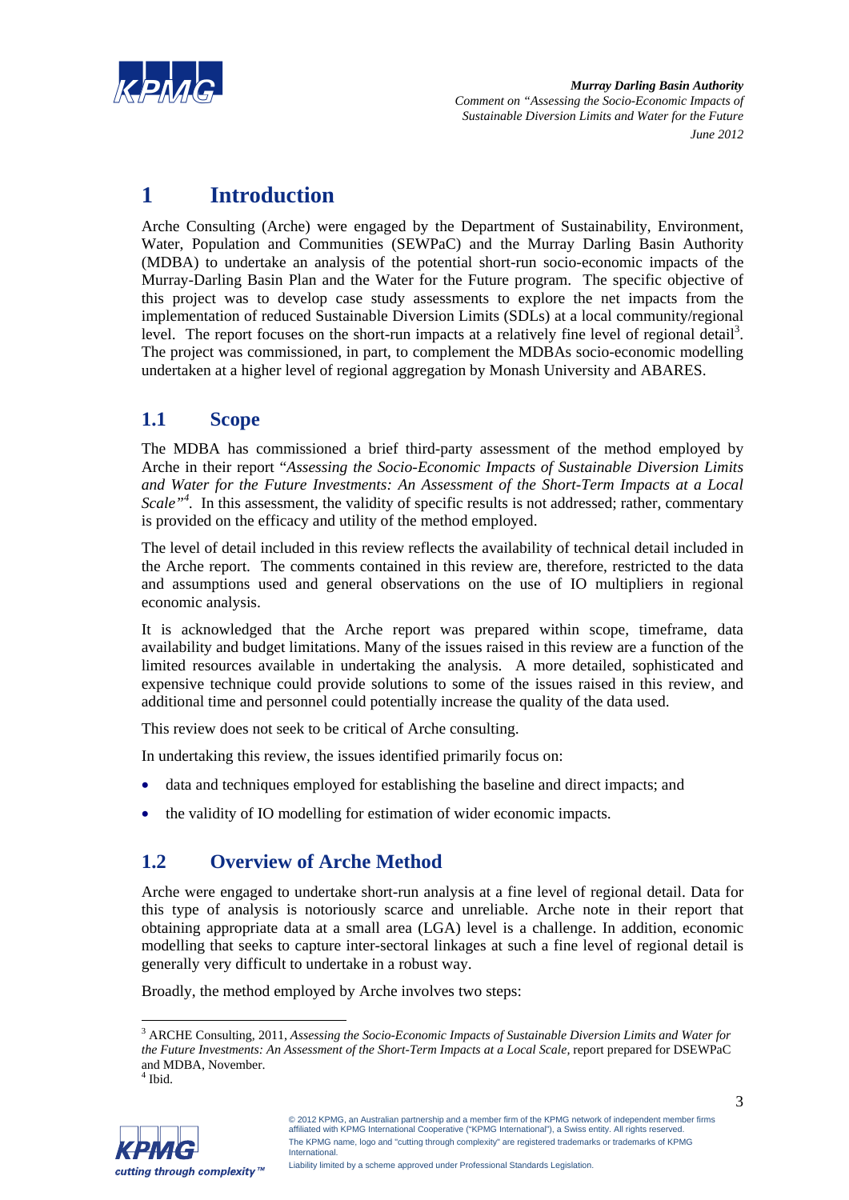# 1 Introduction

Arche Consulting (Arche) were engaged by the Department of Sustainability, Environment, Water, Population and Communities (SEWPaC) and the Murray Darling Basin Authority (MDBA) to undertake an analysis of the potential short-run socio-economic impacts of the Murray-Darling Basin Plan and the Water for the Future program. The specific objective of this project was to develop case study assessments to explore the net impacts from the implementation of reduced Sustainable Diversion Limits (SDLs) at a local community/regional level. The report focuses on the short-run impacts at a relatively fine level of regional detail[3]. The project was commissioned, in part, to complement the MDBAs socio-economic modelling undertaken at a higher level of regional aggregation by Monash University and ABARES.

## 1.1 Scope

The MDBA has commissioned a brief third-party assessment of the method employed by Arche in their report "*Assessing the Socio-Economic Impacts of Sustainable Diversion Limits and Water for the Future Investments: An Assessment of the Short-Term Impacts at a Local Scale*"[4]. In this assessment, the validity of specific results is not addressed; rather, commentary is provided on the efficacy and utility of the method employed.

The level of detail included in this review reflects the availability of technical detail included in the Arche report. The comments contained in this review are, therefore, restricted to the data and assumptions used and general observations on the use of IO multipliers in regional economic analysis.

It is acknowledged that the Arche report was prepared within scope, timeframe, data availability and budget limitations. Many of the issues raised in this review are a function of the limited resources available in undertaking the analysis. A more detailed, sophisticated and expensive technique could provide solutions to some of the issues raised in this review, and additional time and personnel could potentially increase the quality of the data used.

This review does not seek to be critical of Arche consulting.

In undertaking this review, the issues identified primarily focus on:

- data and techniques employed for establishing the baseline and direct impacts; and
- the validity of IO modelling for estimation of wider economic impacts.

## 1.2 Overview of Arche Method

Arche were engaged to undertake short-run analysis at a fine level of regional detail. Data for this type of analysis is notoriously scarce and unreliable. Arche note in their report that obtaining appropriate data at a small area (LGA) level is a challenge. In addition, economic modelling that seeks to capture inter-sectoral linkages at such a fine level of regional detail is generally very difficult to undertake in a robust way.

Broadly, the method employed by Arche involves two steps:

---

[3] ARCHE Consulting, 2011, *Assessing the Socio-Economic Impacts of Sustainable Diversion Limits and Water for the Future Investments: An Assessment of the Short-Term Impacts at a Local Scale*, report prepared for DSEWPaC and MDBA, November.

[4] Ibid.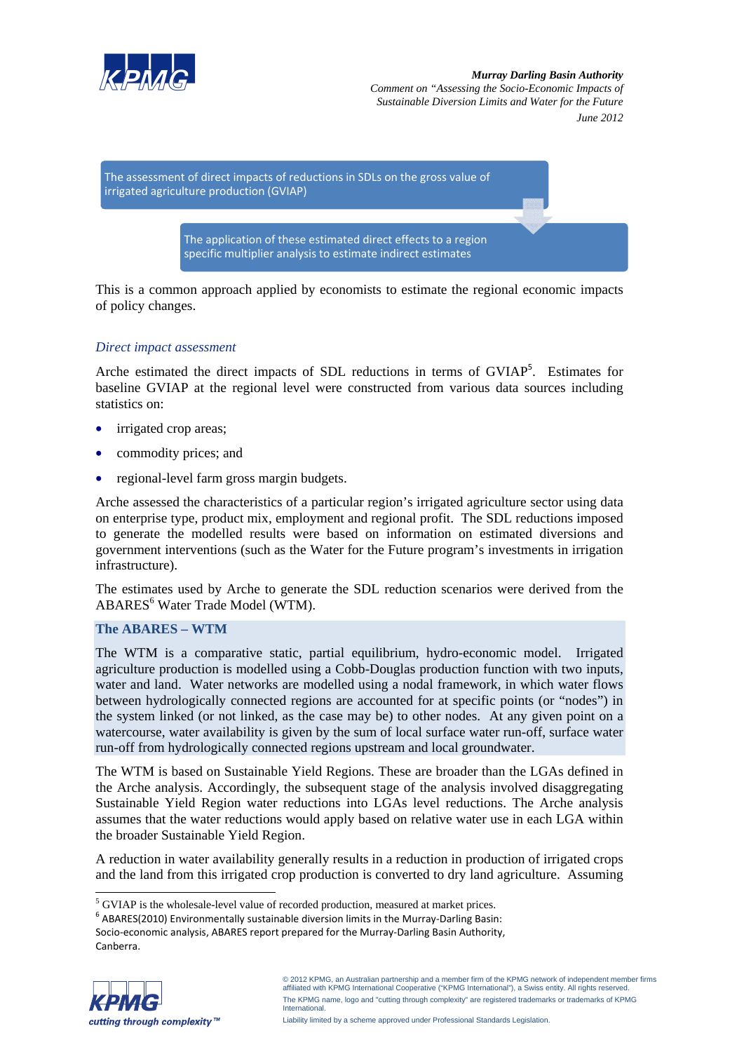The assessment of direct impacts of reductions in SDLs on the gross value of irrigated agriculture production (GVIAP)

The application of these estimated direct effects to a region specific multiplier analysis to estimate indirect estimates

This is a common approach applied by economists to estimate the regional economic impacts of policy changes.

### *Direct impact assessment*

Arche estimated the direct impacts of SDL reductions in terms of GVIAP[5]. Estimates for baseline GVIAP at the regional level were constructed from various data sources including statistics on:

- irrigated crop areas;
- commodity prices; and
- regional-level farm gross margin budgets.

Arche assessed the characteristics of a particular region's irrigated agriculture sector using data on enterprise type, product mix, employment and regional profit. The SDL reductions imposed to generate the modelled results were based on information on estimated diversions and government interventions (such as the Water for the Future program's investments in irrigation infrastructure).

The estimates used by Arche to generate the SDL reduction scenarios were derived from the ABARES[6] Water Trade Model (WTM).

**The ABARES – WTM**

The WTM is a comparative static, partial equilibrium, hydro-economic model. Irrigated agriculture production is modelled using a Cobb-Douglas production function with two inputs, water and land. Water networks are modelled using a nodal framework, in which water flows between hydrologically connected regions are accounted for at specific points (or "nodes") in the system linked (or not linked, as the case may be) to other nodes. At any given point on a watercourse, water availability is given by the sum of local surface water run-off, surface water run-off from hydrologically connected regions upstream and local groundwater.

The WTM is based on Sustainable Yield Regions. These are broader than the LGAs defined in the Arche analysis. Accordingly, the subsequent stage of the analysis involved disaggregating Sustainable Yield Region water reductions into LGAs level reductions. The Arche analysis assumes that the water reductions would apply based on relative water use in each LGA within the broader Sustainable Yield Region.

A reduction in water availability generally results in a reduction in production of irrigated crops and the land from this irrigated crop production is converted to dry land agriculture. Assuming

---

[5] GVIAP is the wholesale-level value of recorded production, measured at market prices.

[6] ABARES(2010) Environmentally sustainable diversion limits in the Murray-Darling Basin: Socio-economic analysis, ABARES report prepared for the Murray-Darling Basin Authority, Canberra.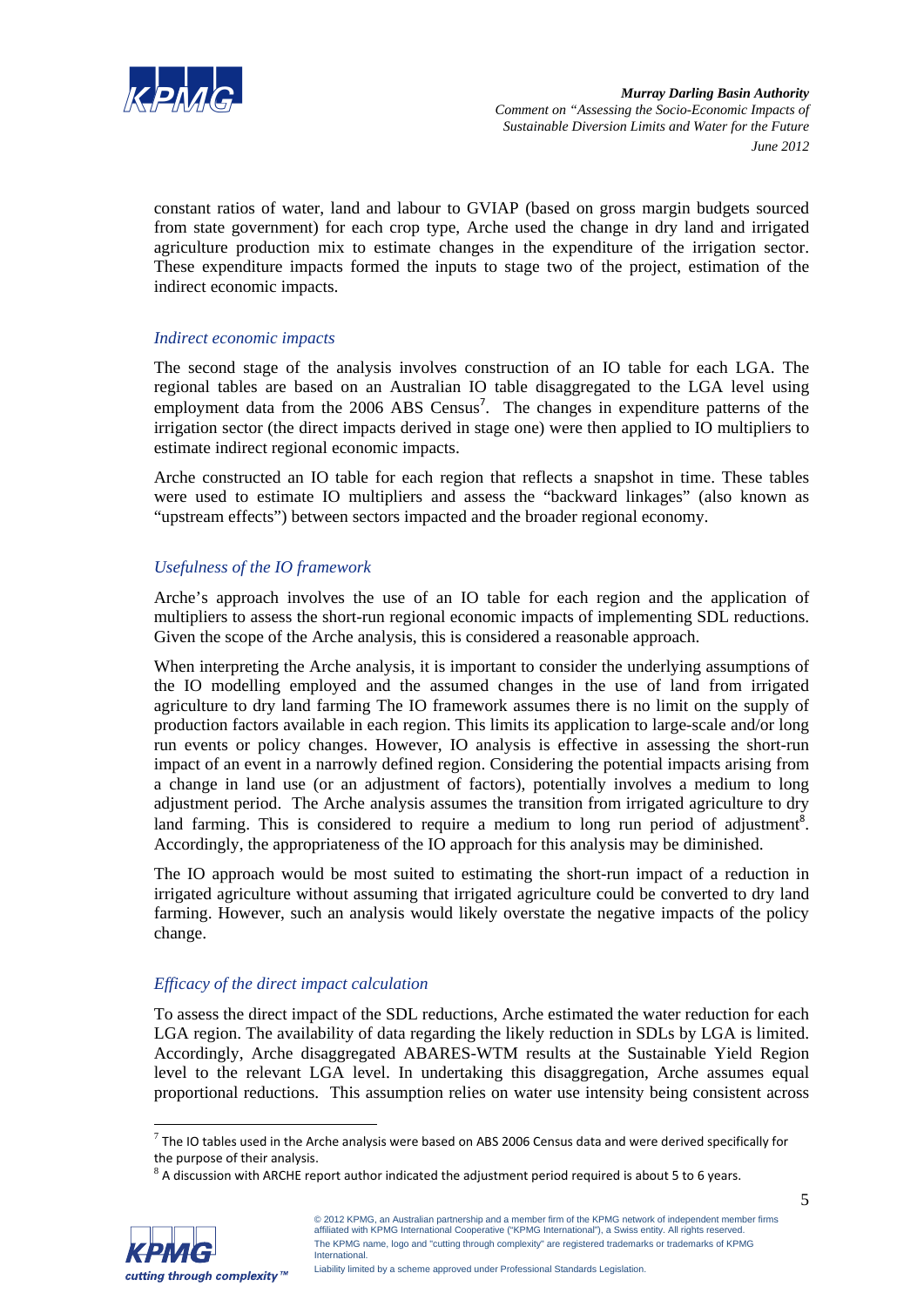constant ratios of water, land and labour to GVIAP (based on gross margin budgets sourced from state government) for each crop type, Arche used the change in dry land and irrigated agriculture production mix to estimate changes in the expenditure of the irrigation sector. These expenditure impacts formed the inputs to stage two of the project, estimation of the indirect economic impacts.

*Indirect economic impacts*

The second stage of the analysis involves construction of an IO table for each LGA. The regional tables are based on an Australian IO table disaggregated to the LGA level using employment data from the 2006 ABS Census[7]. The changes in expenditure patterns of the irrigation sector (the direct impacts derived in stage one) were then applied to IO multipliers to estimate indirect regional economic impacts.

Arche constructed an IO table for each region that reflects a snapshot in time. These tables were used to estimate IO multipliers and assess the "backward linkages" (also known as "upstream effects") between sectors impacted and the broader regional economy.

*Usefulness of the IO framework*

Arche's approach involves the use of an IO table for each region and the application of multipliers to assess the short-run regional economic impacts of implementing SDL reductions. Given the scope of the Arche analysis, this is considered a reasonable approach.

When interpreting the Arche analysis, it is important to consider the underlying assumptions of the IO modelling employed and the assumed changes in the use of land from irrigated agriculture to dry land farming The IO framework assumes there is no limit on the supply of production factors available in each region. This limits its application to large-scale and/or long run events or policy changes. However, IO analysis is effective in assessing the short-run impact of an event in a narrowly defined region. Considering the potential impacts arising from a change in land use (or an adjustment of factors), potentially involves a medium to long adjustment period. The Arche analysis assumes the transition from irrigated agriculture to dry land farming. This is considered to require a medium to long run period of adjustment[8]. Accordingly, the appropriateness of the IO approach for this analysis may be diminished.

The IO approach would be most suited to estimating the short-run impact of a reduction in irrigated agriculture without assuming that irrigated agriculture could be converted to dry land farming. However, such an analysis would likely overstate the negative impacts of the policy change.

*Efficacy of the direct impact calculation*

To assess the direct impact of the SDL reductions, Arche estimated the water reduction for each LGA region. The availability of data regarding the likely reduction in SDLs by LGA is limited. Accordingly, Arche disaggregated ABARES-WTM results at the Sustainable Yield Region level to the relevant LGA level. In undertaking this disaggregation, Arche assumes equal proportional reductions. This assumption relies on water use intensity being consistent across

[7] The IO tables used in the Arche analysis were based on ABS 2006 Census data and were derived specifically for the purpose of their analysis.

[8] A discussion with ARCHE report author indicated the adjustment period required is about 5 to 6 years.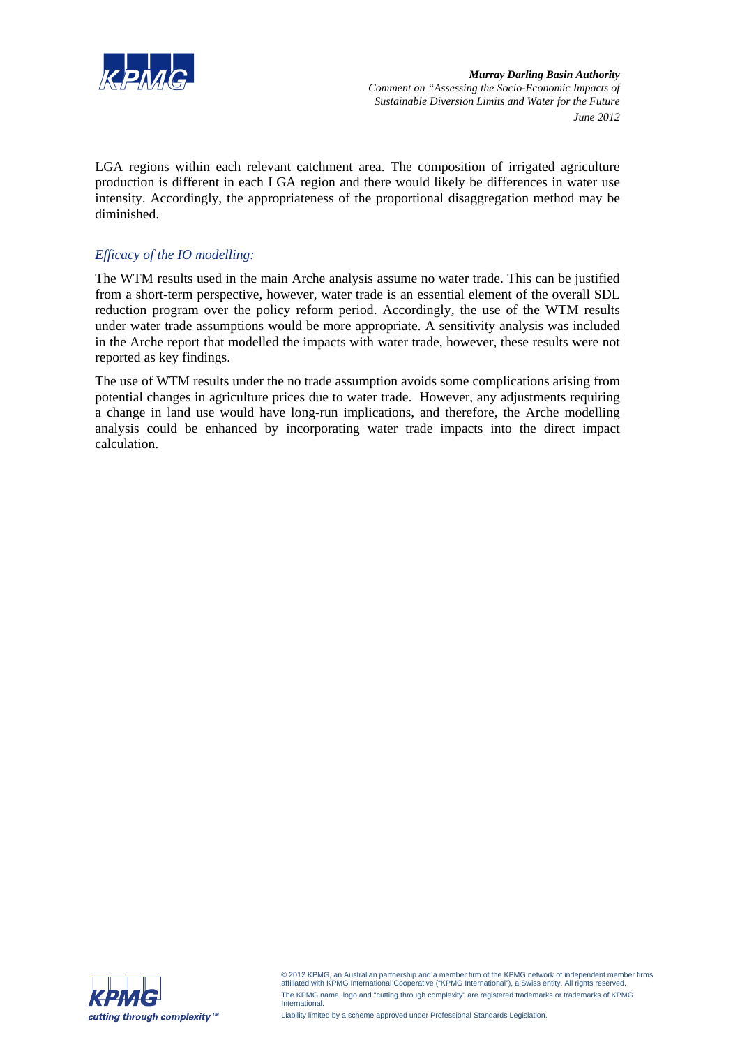LGA regions within each relevant catchment area. The composition of irrigated agriculture production is different in each LGA region and there would likely be differences in water use intensity. Accordingly, the appropriateness of the proportional disaggregation method may be diminished.

*Efficacy of the IO modelling:*

The WTM results used in the main Arche analysis assume no water trade. This can be justified from a short-term perspective, however, water trade is an essential element of the overall SDL reduction program over the policy reform period. Accordingly, the use of the WTM results under water trade assumptions would be more appropriate. A sensitivity analysis was included in the Arche report that modelled the impacts with water trade, however, these results were not reported as key findings.

The use of WTM results under the no trade assumption avoids some complications arising from potential changes in agriculture prices due to water trade. However, any adjustments requiring a change in land use would have long-run implications, and therefore, the Arche modelling analysis could be enhanced by incorporating water trade impacts into the direct impact calculation.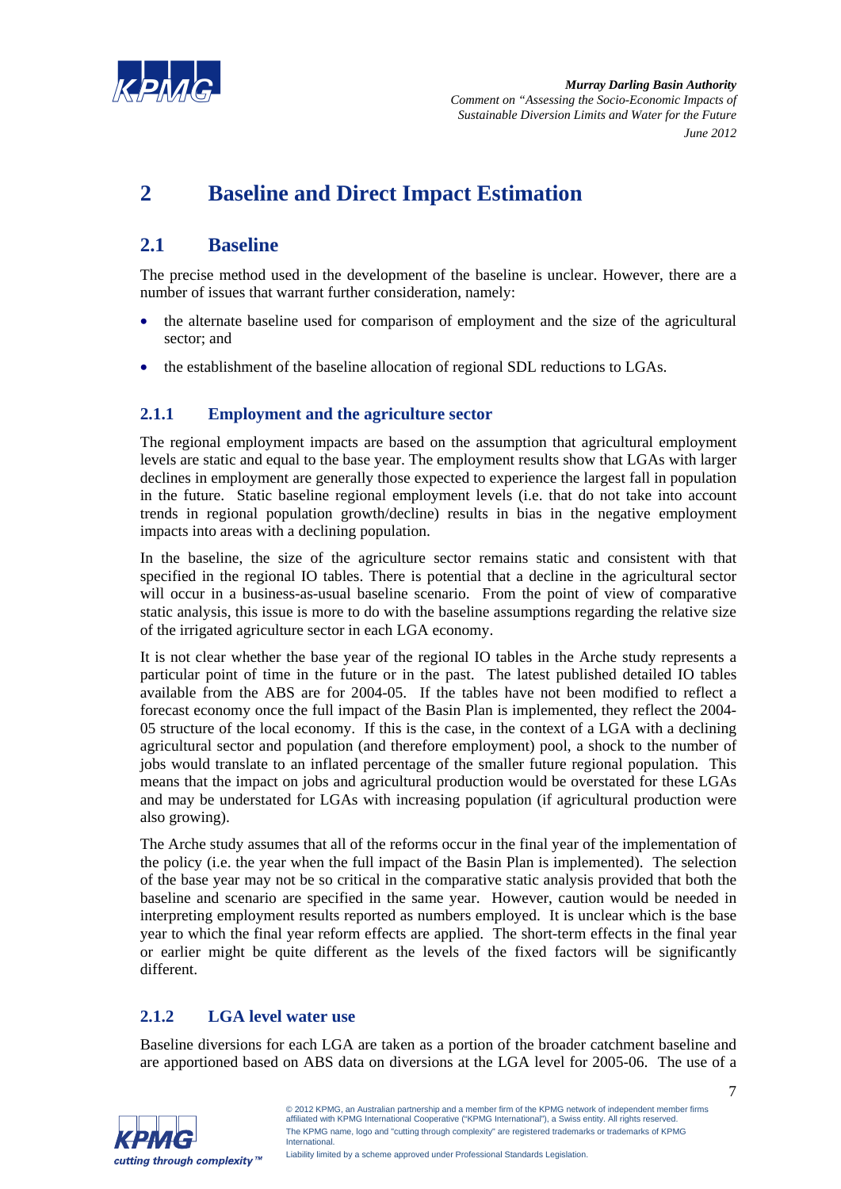# 2 Baseline and Direct Impact Estimation

## 2.1 Baseline

The precise method used in the development of the baseline is unclear. However, there are a number of issues that warrant further consideration, namely:

- the alternate baseline used for comparison of employment and the size of the agricultural sector; and
- the establishment of the baseline allocation of regional SDL reductions to LGAs.

### 2.1.1 Employment and the agriculture sector

The regional employment impacts are based on the assumption that agricultural employment levels are static and equal to the base year. The employment results show that LGAs with larger declines in employment are generally those expected to experience the largest fall in population in the future. Static baseline regional employment levels (i.e. that do not take into account trends in regional population growth/decline) results in bias in the negative employment impacts into areas with a declining population.

In the baseline, the size of the agriculture sector remains static and consistent with that specified in the regional IO tables. There is potential that a decline in the agricultural sector will occur in a business-as-usual baseline scenario. From the point of view of comparative static analysis, this issue is more to do with the baseline assumptions regarding the relative size of the irrigated agriculture sector in each LGA economy.

It is not clear whether the base year of the regional IO tables in the Arche study represents a particular point of time in the future or in the past. The latest published detailed IO tables available from the ABS are for 2004-05. If the tables have not been modified to reflect a forecast economy once the full impact of the Basin Plan is implemented, they reflect the 2004-05 structure of the local economy. If this is the case, in the context of a LGA with a declining agricultural sector and population (and therefore employment) pool, a shock to the number of jobs would translate to an inflated percentage of the smaller future regional population. This means that the impact on jobs and agricultural production would be overstated for these LGAs and may be understated for LGAs with increasing population (if agricultural production were also growing).

The Arche study assumes that all of the reforms occur in the final year of the implementation of the policy (i.e. the year when the full impact of the Basin Plan is implemented). The selection of the base year may not be so critical in the comparative static analysis provided that both the baseline and scenario are specified in the same year. However, caution would be needed in interpreting employment results reported as numbers employed. It is unclear which is the base year to which the final year reform effects are applied. The short-term effects in the final year or earlier might be quite different as the levels of the fixed factors will be significantly different.

### 2.1.2 LGA level water use

Baseline diversions for each LGA are taken as a portion of the broader catchment baseline and are apportioned based on ABS data on diversions at the LGA level for 2005-06. The use of a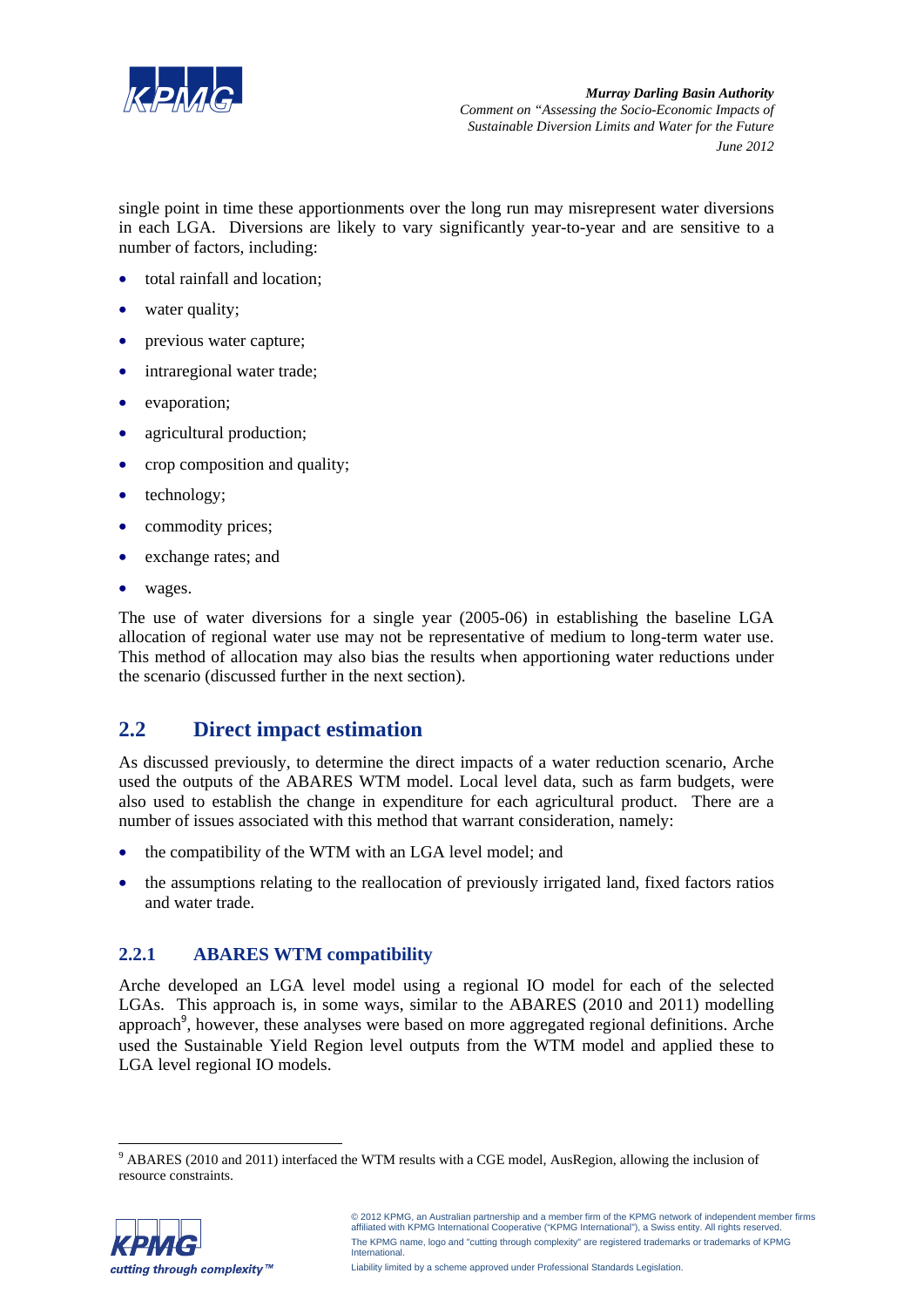single point in time these apportionments over the long run may misrepresent water diversions in each LGA. Diversions are likely to vary significantly year-to-year and are sensitive to a number of factors, including:

- total rainfall and location;
- water quality;
- previous water capture;
- intraregional water trade;
- evaporation;
- agricultural production;
- crop composition and quality;
- technology;
- commodity prices;
- exchange rates; and
- wages.

The use of water diversions for a single year (2005-06) in establishing the baseline LGA allocation of regional water use may not be representative of medium to long-term water use. This method of allocation may also bias the results when apportioning water reductions under the scenario (discussed further in the next section).

## 2.2 Direct impact estimation

As discussed previously, to determine the direct impacts of a water reduction scenario, Arche used the outputs of the ABARES WTM model. Local level data, such as farm budgets, were also used to establish the change in expenditure for each agricultural product. There are a number of issues associated with this method that warrant consideration, namely:

- the compatibility of the WTM with an LGA level model; and
- the assumptions relating to the reallocation of previously irrigated land, fixed factors ratios and water trade.

### 2.2.1 ABARES WTM compatibility

Arche developed an LGA level model using a regional IO model for each of the selected LGAs. This approach is, in some ways, similar to the ABARES (2010 and 2011) modelling approach[9], however, these analyses were based on more aggregated regional definitions. Arche used the Sustainable Yield Region level outputs from the WTM model and applied these to LGA level regional IO models.

[9] ABARES (2010 and 2011) interfaced the WTM results with a CGE model, AusRegion, allowing the inclusion of resource constraints.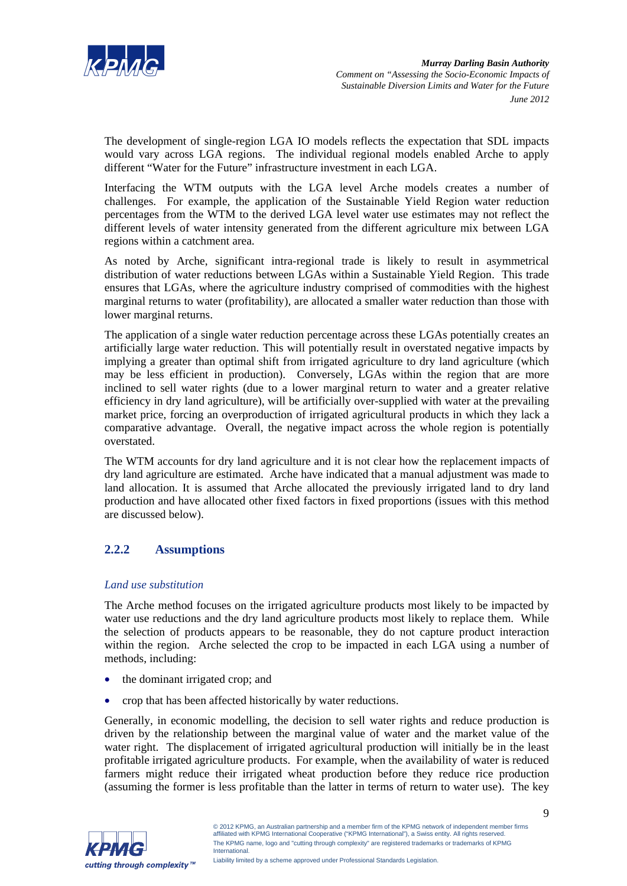The development of single-region LGA IO models reflects the expectation that SDL impacts would vary across LGA regions. The individual regional models enabled Arche to apply different "Water for the Future" infrastructure investment in each LGA.

Interfacing the WTM outputs with the LGA level Arche models creates a number of challenges. For example, the application of the Sustainable Yield Region water reduction percentages from the WTM to the derived LGA level water use estimates may not reflect the different levels of water intensity generated from the different agriculture mix between LGA regions within a catchment area.

As noted by Arche, significant intra-regional trade is likely to result in asymmetrical distribution of water reductions between LGAs within a Sustainable Yield Region. This trade ensures that LGAs, where the agriculture industry comprised of commodities with the highest marginal returns to water (profitability), are allocated a smaller water reduction than those with lower marginal returns.

The application of a single water reduction percentage across these LGAs potentially creates an artificially large water reduction. This will potentially result in overstated negative impacts by implying a greater than optimal shift from irrigated agriculture to dry land agriculture (which may be less efficient in production). Conversely, LGAs within the region that are more inclined to sell water rights (due to a lower marginal return to water and a greater relative efficiency in dry land agriculture), will be artificially over-supplied with water at the prevailing market price, forcing an overproduction of irrigated agricultural products in which they lack a comparative advantage. Overall, the negative impact across the whole region is potentially overstated.

The WTM accounts for dry land agriculture and it is not clear how the replacement impacts of dry land agriculture are estimated. Arche have indicated that a manual adjustment was made to land allocation. It is assumed that Arche allocated the previously irrigated land to dry land production and have allocated other fixed factors in fixed proportions (issues with this method are discussed below).

### 2.2.2 Assumptions

*Land use substitution*

The Arche method focuses on the irrigated agriculture products most likely to be impacted by water use reductions and the dry land agriculture products most likely to replace them. While the selection of products appears to be reasonable, they do not capture product interaction within the region. Arche selected the crop to be impacted in each LGA using a number of methods, including:

- the dominant irrigated crop; and
- crop that has been affected historically by water reductions.

Generally, in economic modelling, the decision to sell water rights and reduce production is driven by the relationship between the marginal value of water and the market value of the water right. The displacement of irrigated agricultural production will initially be in the least profitable irrigated agriculture products. For example, when the availability of water is reduced farmers might reduce their irrigated wheat production before they reduce rice production (assuming the former is less profitable than the latter in terms of return to water use). The key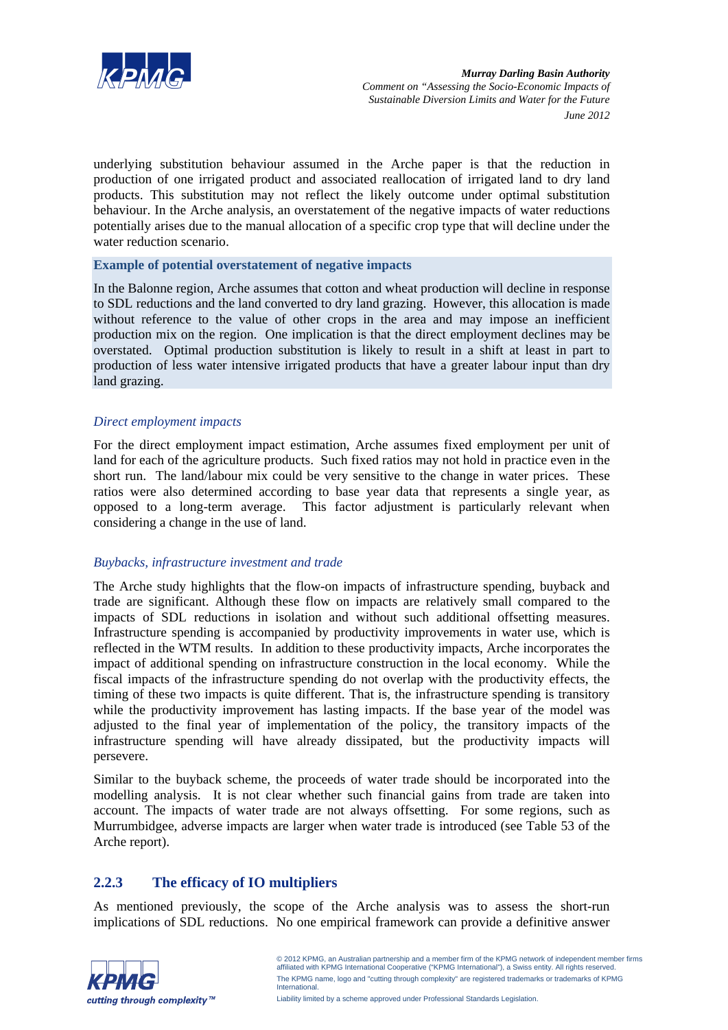underlying substitution behaviour assumed in the Arche paper is that the reduction in production of one irrigated product and associated reallocation of irrigated land to dry land products. This substitution may not reflect the likely outcome under optimal substitution behaviour. In the Arche analysis, an overstatement of the negative impacts of water reductions potentially arises due to the manual allocation of a specific crop type that will decline under the water reduction scenario.

**Example of potential overstatement of negative impacts**

In the Balonne region, Arche assumes that cotton and wheat production will decline in response to SDL reductions and the land converted to dry land grazing. However, this allocation is made without reference to the value of other crops in the area and may impose an inefficient production mix on the region. One implication is that the direct employment declines may be overstated. Optimal production substitution is likely to result in a shift at least in part to production of less water intensive irrigated products that have a greater labour input than dry land grazing.

*Direct employment impacts*

For the direct employment impact estimation, Arche assumes fixed employment per unit of land for each of the agriculture products. Such fixed ratios may not hold in practice even in the short run. The land/labour mix could be very sensitive to the change in water prices. These ratios were also determined according to base year data that represents a single year, as opposed to a long-term average. This factor adjustment is particularly relevant when considering a change in the use of land.

*Buybacks, infrastructure investment and trade*

The Arche study highlights that the flow-on impacts of infrastructure spending, buyback and trade are significant. Although these flow on impacts are relatively small compared to the impacts of SDL reductions in isolation and without such additional offsetting measures. Infrastructure spending is accompanied by productivity improvements in water use, which is reflected in the WTM results. In addition to these productivity impacts, Arche incorporates the impact of additional spending on infrastructure construction in the local economy. While the fiscal impacts of the infrastructure spending do not overlap with the productivity effects, the timing of these two impacts is quite different. That is, the infrastructure spending is transitory while the productivity improvement has lasting impacts. If the base year of the model was adjusted to the final year of implementation of the policy, the transitory impacts of the infrastructure spending will have already dissipated, but the productivity impacts will persevere.

Similar to the buyback scheme, the proceeds of water trade should be incorporated into the modelling analysis. It is not clear whether such financial gains from trade are taken into account. The impacts of water trade are not always offsetting. For some regions, such as Murrumbidgee, adverse impacts are larger when water trade is introduced (see Table 53 of the Arche report).

### 2.2.3 The efficacy of IO multipliers

As mentioned previously, the scope of the Arche analysis was to assess the short-run implications of SDL reductions. No one empirical framework can provide a definitive answer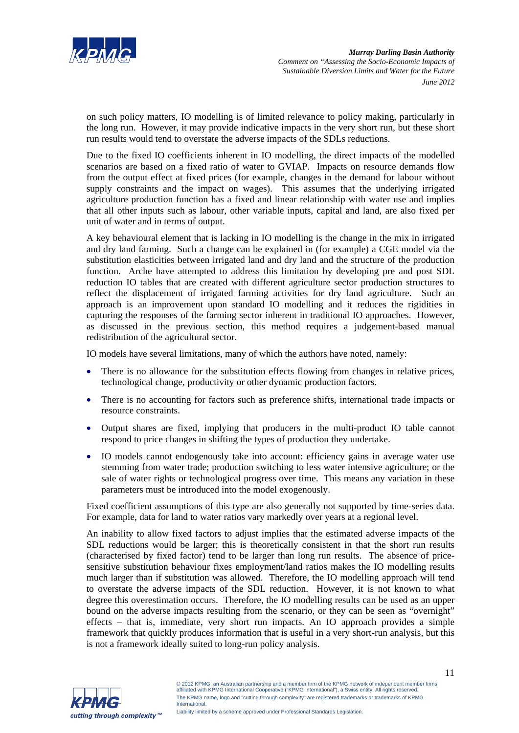on such policy matters, IO modelling is of limited relevance to policy making, particularly in the long run. However, it may provide indicative impacts in the very short run, but these short run results would tend to overstate the adverse impacts of the SDLs reductions.

Due to the fixed IO coefficients inherent in IO modelling, the direct impacts of the modelled scenarios are based on a fixed ratio of water to GVIAP. Impacts on resource demands flow from the output effect at fixed prices (for example, changes in the demand for labour without supply constraints and the impact on wages). This assumes that the underlying irrigated agriculture production function has a fixed and linear relationship with water use and implies that all other inputs such as labour, other variable inputs, capital and land, are also fixed per unit of water and in terms of output.

A key behavioural element that is lacking in IO modelling is the change in the mix in irrigated and dry land farming. Such a change can be explained in (for example) a CGE model via the substitution elasticities between irrigated land and dry land and the structure of the production function. Arche have attempted to address this limitation by developing pre and post SDL reduction IO tables that are created with different agriculture sector production structures to reflect the displacement of irrigated farming activities for dry land agriculture. Such an approach is an improvement upon standard IO modelling and it reduces the rigidities in capturing the responses of the farming sector inherent in traditional IO approaches. However, as discussed in the previous section, this method requires a judgement-based manual redistribution of the agricultural sector.

IO models have several limitations, many of which the authors have noted, namely:

- There is no allowance for the substitution effects flowing from changes in relative prices, technological change, productivity or other dynamic production factors.
- There is no accounting for factors such as preference shifts, international trade impacts or resource constraints.
- Output shares are fixed, implying that producers in the multi-product IO table cannot respond to price changes in shifting the types of production they undertake.
- IO models cannot endogenously take into account: efficiency gains in average water use stemming from water trade; production switching to less water intensive agriculture; or the sale of water rights or technological progress over time. This means any variation in these parameters must be introduced into the model exogenously.

Fixed coefficient assumptions of this type are also generally not supported by time-series data. For example, data for land to water ratios vary markedly over years at a regional level.

An inability to allow fixed factors to adjust implies that the estimated adverse impacts of the SDL reductions would be larger; this is theoretically consistent in that the short run results (characterised by fixed factor) tend to be larger than long run results. The absence of price-sensitive substitution behaviour fixes employment/land ratios makes the IO modelling results much larger than if substitution was allowed. Therefore, the IO modelling approach will tend to overstate the adverse impacts of the SDL reduction. However, it is not known to what degree this overestimation occurs. Therefore, the IO modelling results can be used as an upper bound on the adverse impacts resulting from the scenario, or they can be seen as "overnight" effects – that is, immediate, very short run impacts. An IO approach provides a simple framework that quickly produces information that is useful in a very short-run analysis, but this is not a framework ideally suited to long-run policy analysis.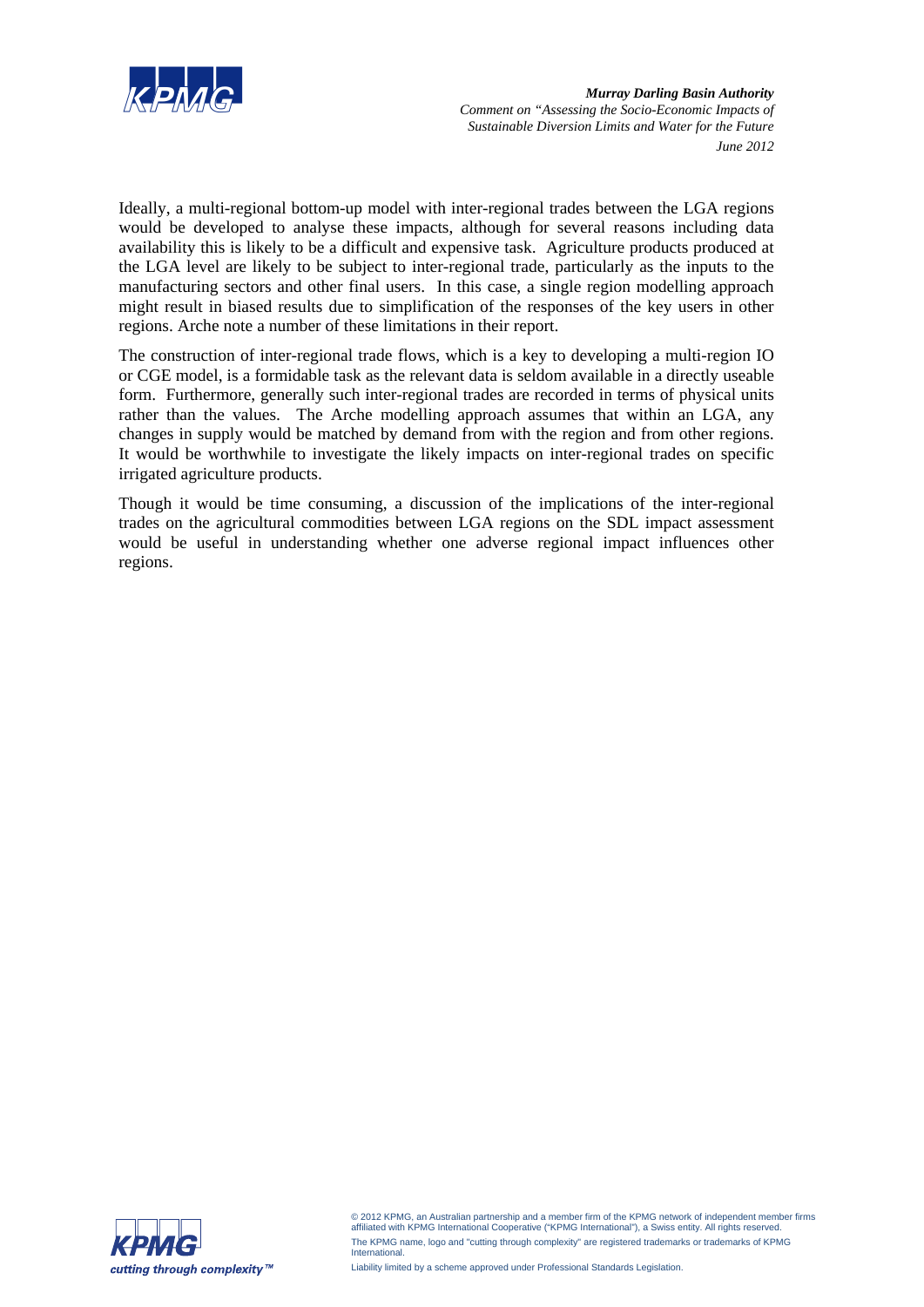Ideally, a multi-regional bottom-up model with inter-regional trades between the LGA regions would be developed to analyse these impacts, although for several reasons including data availability this is likely to be a difficult and expensive task. Agriculture products produced at the LGA level are likely to be subject to inter-regional trade, particularly as the inputs to the manufacturing sectors and other final users. In this case, a single region modelling approach might result in biased results due to simplification of the responses of the key users in other regions. Arche note a number of these limitations in their report.

The construction of inter-regional trade flows, which is a key to developing a multi-region IO or CGE model, is a formidable task as the relevant data is seldom available in a directly useable form. Furthermore, generally such inter-regional trades are recorded in terms of physical units rather than the values. The Arche modelling approach assumes that within an LGA, any changes in supply would be matched by demand from with the region and from other regions. It would be worthwhile to investigate the likely impacts on inter-regional trades on specific irrigated agriculture products.

Though it would be time consuming, a discussion of the implications of the inter-regional trades on the agricultural commodities between LGA regions on the SDL impact assessment would be useful in understanding whether one adverse regional impact influences other regions.